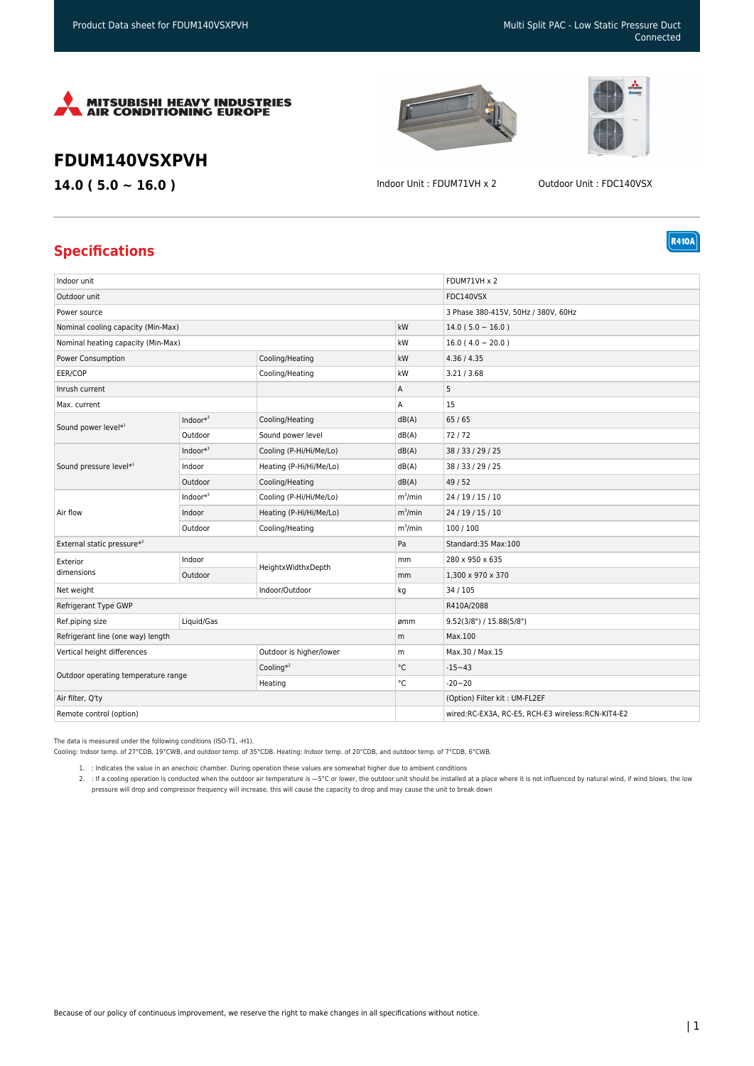# FDUM140VSXPVH

**14.0 ( 5.0 ~ 16.0 )**

Indoor Unit : FDUM71VH x 2

Outdoor Unit : FDC140VSX

## Specifications

R410A

| | | | | |
|---|---|---|---|---|
| Indoor unit | | | | FDUM71VH x 2 |
| Outdoor unit | | | | FDC140VSX |
| Power source | | | | 3 Phase 380-415V, 50Hz / 380V, 60Hz |
| Nominal cooling capacity (Min-Max) | | | kW | 14.0 ( 5.0 ~ 16.0 ) |
| Nominal heating capacity (Min-Max) | | | kW | 16.0 ( 4.0 ~ 20.0 ) |
| Power Consumption | | Cooling/Heating | kW | 4.36 / 4.35 |
| EER/COP | | Cooling/Heating | kW | 3.21 / 3.68 |
| Inrush current | | | A | 5 |
| Max. current | | | A | 15 |
| Sound power level*[1] | Indoor*[3] | Cooling/Heating | dB(A) | 65 / 65 |
| | Outdoor | Sound power level | dB(A) | 72 / 72 |
| Sound pressure level*[1] | Indoor*[3] | Cooling (P-Hi/Hi/Me/Lo) | dB(A) | 38 / 33 / 29 / 25 |
| | Indoor | Heating (P-Hi/Hi/Me/Lo) | dB(A) | 38 / 33 / 29 / 25 |
| | Outdoor | Cooling/Heating | dB(A) | 49 / 52 |
| Air flow | Indoor*[3] | Cooling (P-Hi/Hi/Me/Lo) | $m^3$/min | 24 / 19 / 15 / 10 |
| | Indoor | Heating (P-Hi/Hi/Me/Lo) | $m^3$/min | 24 / 19 / 15 / 10 |
| | Outdoor | Cooling/Heating | $m^3$/min | 100 / 100 |
| External static pressure*[2] | | | Pa | Standard:35 Max:100 |
| Exterior dimensions | Indoor | HeightxWidthxDepth | mm | 280 x 950 x 635 |
| | Outdoor | | mm | 1,300 x 970 x 370 |
| Net weight | | Indoor/Outdoor | kg | 34 / 105 |
| Refrigerant Type GWP | | | | R410A/2088 |
| Ref.piping size | Liquid/Gas | | ømm | 9.52(3/8") / 15.88(5/8") |
| Refrigerant line (one way) length | | | m | Max.100 |
| Vertical height differences | | Outdoor is higher/lower | m | Max.30 / Max.15 |
| Outdoor operating temperature range | | Cooling*[2] | °C | -15~43 |
| | | Heating | °C | -20~20 |
| Air filter, Q'ty | | | | (Option) Filter kit : UM-FL2EF |
| Remote control (option) | | | | wired:RC-EX3A, RC-E5, RCH-E3 wireless:RCN-KIT4-E2 |

The data is measured under the following conditions (ISO-T1, -H1).
Cooling: Indoor temp. of 27°CDB, 19°CWB, and outdoor temp. of 35°CDB. Heating: Indoor temp. of 20°CDB, and outdoor temp. of 7°CDB, 6°CWB.

1. : Indicates the value in an anechoic chamber. During operation these values are somewhat higher due to ambient conditions
2. : If a cooling operation is conducted when the outdoor air temperature is —5°C or lower, the outdoor unit should be installed at a place where it is not influenced by natural wind, if wind blows, the low pressure will drop and compressor frequency will increase, this will cause the capacity to drop and may cause the unit to break down

Because of our policy of continuous improvement, we reserve the right to make changes in all specifications without notice.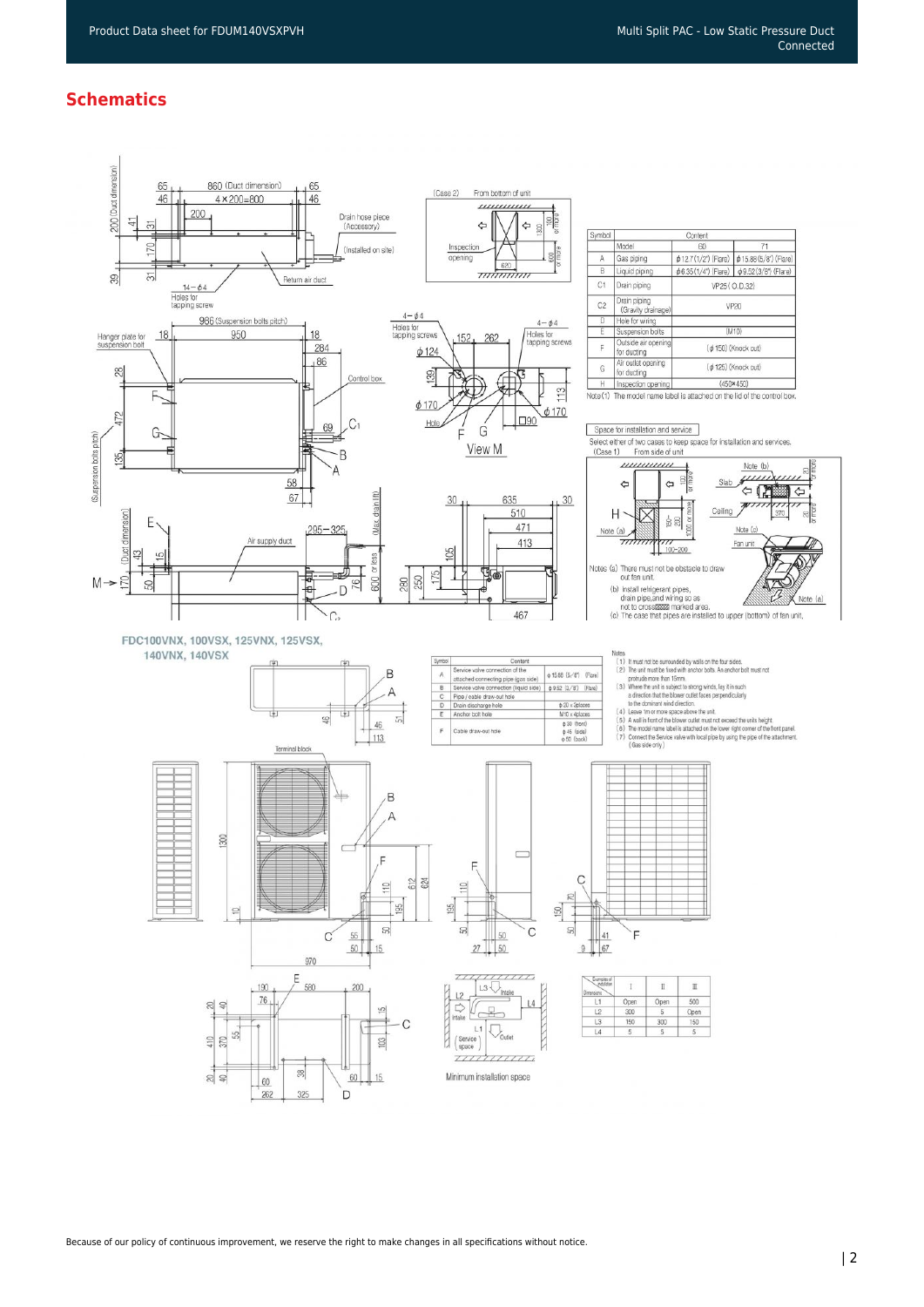## Schematics

| Symbol | Content | | |
|---|---|---|---|
| | Model | 60 | 71 |
| A | Gas piping | ϕ12.7(1/2") (Flare) | ϕ15.88(5/8") (Flare) |
| B | Liquid piping | ϕ6.35(1/4") (Flare) | ϕ9.52(3/8") (Flare) |
| C1 | Drain piping | VP25 ( O.D.32) | |
| C2 | Drain piping (Gravity drainage) | VP20 | |
| D | Hole for wiring | | |
| E | Suspension bolts | (M10) | |
| F | Outside air opening for ducting | (ϕ150) (Knock out) | |
| G | Air outlet opening for ducting | (ϕ125) (Knock out) | |
| H | Inspection opening | (450×450) | |

Note (1) The model name label is attached on the lid of the control box.

Space for installation and service

Select either of two cases to keep space for installation and services.

(Case 1) From side of unit

(Case 2) From bottom of unit

Notes (a) There must not be obstacle to draw out fan unit.

(b) Install refrigerant pipes, drain pipe, and wiring so as not to cross marked area.

(c) The case that pipes are installed to upper (bottom) of fan unit.

FDC100VNX, 100VSX, 125VNX, 125VSX, 140VNX, 140VSX

| Symbol | Content | |
|---|---|---|
| A | Service valve connection of the attached connecting pipe (gas side) | ϕ15.88 (5/8") (Flare) |
| B | Service valve connection (liquid side) | ϕ9.52 (3/8") (Flare) |
| C | Pipe / cable draw-out hole | |
| D | Drain discharge hole | ϕ20 x 3places |
| E | Anchor bolt hole | M10 x 4places |
| F | Cable draw-out hole | ϕ30 (front) ϕ45 (side) ϕ50 (back) |

Notes

(1) It must not be surrounded by walls on the four sides.

(2) The unit must be fixed with anchor bolts. An anchor bolt must not protrude more than 15mm.

(3) Where the unit is subject to strong winds, lay it in such a direction that the blower outlet faces perpendicularly to the dominant wind direction.

(4) Leave 1m or more space above the unit.

(5) A wall in front of the blower outlet must not exceed the units height.

(6) The model name label is attached on the lower right corner of the front panel.

(7) Connect the Service valve with local pipe by using the pipe of the attachment. (Gas side only)

Minimum installation space

| Examples of installation / Dimensions | I | II | III |
|---|---|---|---|
| L1 | Open | Open | 500 |
| L2 | 300 | 5 | Open |
| L3 | 150 | 300 | 150 |
| L4 | 5 | 5 | 5 |

Because of our policy of continuous improvement, we reserve the right to make changes in all specifications without notice.